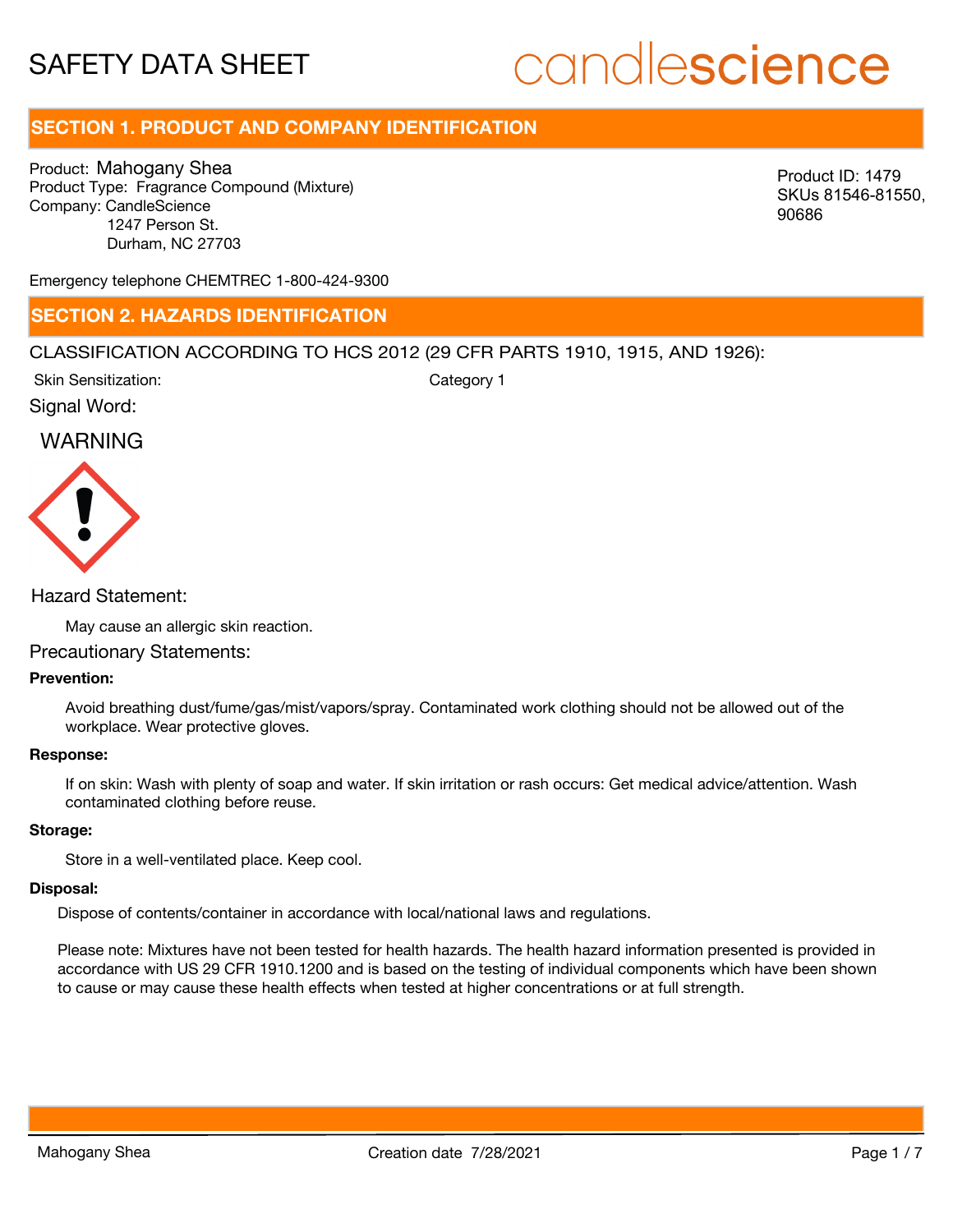# SAFETY DATA SHEET

candlescience

## SECTION 1. PRODUCT AND COMPANY IDENTIFICATION

Product: Mahogany Shea
Product Type: Fragrance Compound (Mixture)
Company: CandleScience
1247 Person St.
Durham, NC 27703

Product ID: 1479
SKUs 81546-81550, 90686

Emergency telephone CHEMTREC 1-800-424-9300

## SECTION 2. HAZARDS IDENTIFICATION

CLASSIFICATION ACCORDING TO HCS 2012 (29 CFR PARTS 1910, 1915, AND 1926):

Skin Sensitization: Category 1

Signal Word:

WARNING

Hazard Statement:

May cause an allergic skin reaction.

Precautionary Statements:

**Prevention:**

Avoid breathing dust/fume/gas/mist/vapors/spray. Contaminated work clothing should not be allowed out of the workplace. Wear protective gloves.

**Response:**

If on skin: Wash with plenty of soap and water. If skin irritation or rash occurs: Get medical advice/attention. Wash contaminated clothing before reuse.

**Storage:**

Store in a well-ventilated place. Keep cool.

**Disposal:**

Dispose of contents/container in accordance with local/national laws and regulations.

Please note: Mixtures have not been tested for health hazards. The health hazard information presented is provided in accordance with US 29 CFR 1910.1200 and is based on the testing of individual components which have been shown to cause or may cause these health effects when tested at higher concentrations or at full strength.

Mahogany Shea Creation date 7/28/2021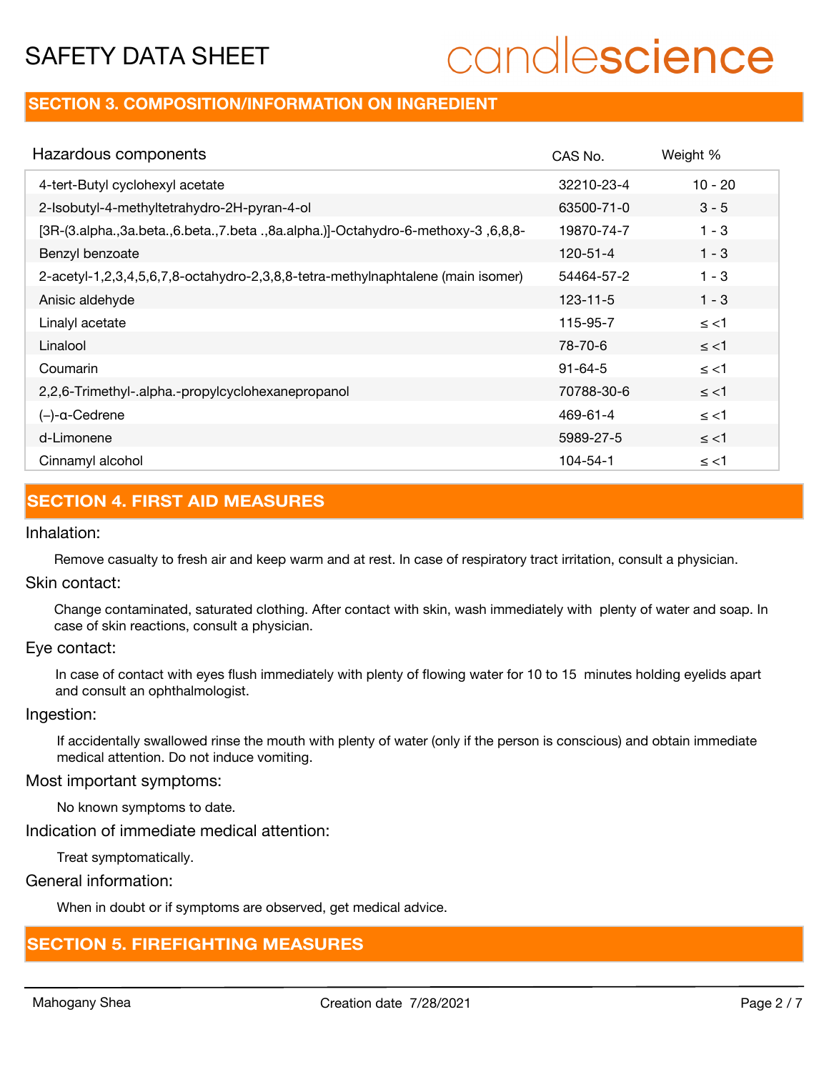## SECTION 3. COMPOSITION/INFORMATION ON INGREDIENT

| Hazardous components | CAS No. | Weight % |
|---|---|---|
| 4-tert-Butyl cyclohexyl acetate | 32210-23-4 | 10 - 20 |
| 2-Isobutyl-4-methyltetrahydro-2H-pyran-4-ol | 63500-71-0 | 3 - 5 |
| [3R-(3.alpha.,3a.beta.,6.beta.,7.beta .,8a.alpha.)]-Octahydro-6-methoxy-3 ,6,8,8- | 19870-74-7 | 1 - 3 |
| Benzyl benzoate | 120-51-4 | 1 - 3 |
| 2-acetyl-1,2,3,4,5,6,7,8-octahydro-2,3,8,8-tetra-methylnaphtalene (main isomer) | 54464-57-2 | 1 - 3 |
| Anisic aldehyde | 123-11-5 | 1 - 3 |
| Linalyl acetate | 115-95-7 | ≤ <1 |
| Linalool | 78-70-6 | ≤ <1 |
| Coumarin | 91-64-5 | ≤ <1 |
| 2,2,6-Trimethyl-.alpha.-propylcyclohexanepropanol | 70788-30-6 | ≤ <1 |
| (−)-α-Cedrene | 469-61-4 | ≤ <1 |
| d-Limonene | 5989-27-5 | ≤ <1 |
| Cinnamyl alcohol | 104-54-1 | ≤ <1 |

## SECTION 4. FIRST AID MEASURES

Inhalation:

Remove casualty to fresh air and keep warm and at rest. In case of respiratory tract irritation, consult a physician.

Skin contact:

Change contaminated, saturated clothing. After contact with skin, wash immediately with plenty of water and soap. In case of skin reactions, consult a physician.

Eye contact:

In case of contact with eyes flush immediately with plenty of flowing water for 10 to 15 minutes holding eyelids apart and consult an ophthalmologist.

Ingestion:

If accidentally swallowed rinse the mouth with plenty of water (only if the person is conscious) and obtain immediate medical attention. Do not induce vomiting.

Most important symptoms:

No known symptoms to date.

Indication of immediate medical attention:

Treat symptomatically.

General information:

When in doubt or if symptoms are observed, get medical advice.

## SECTION 5. FIREFIGHTING MEASURES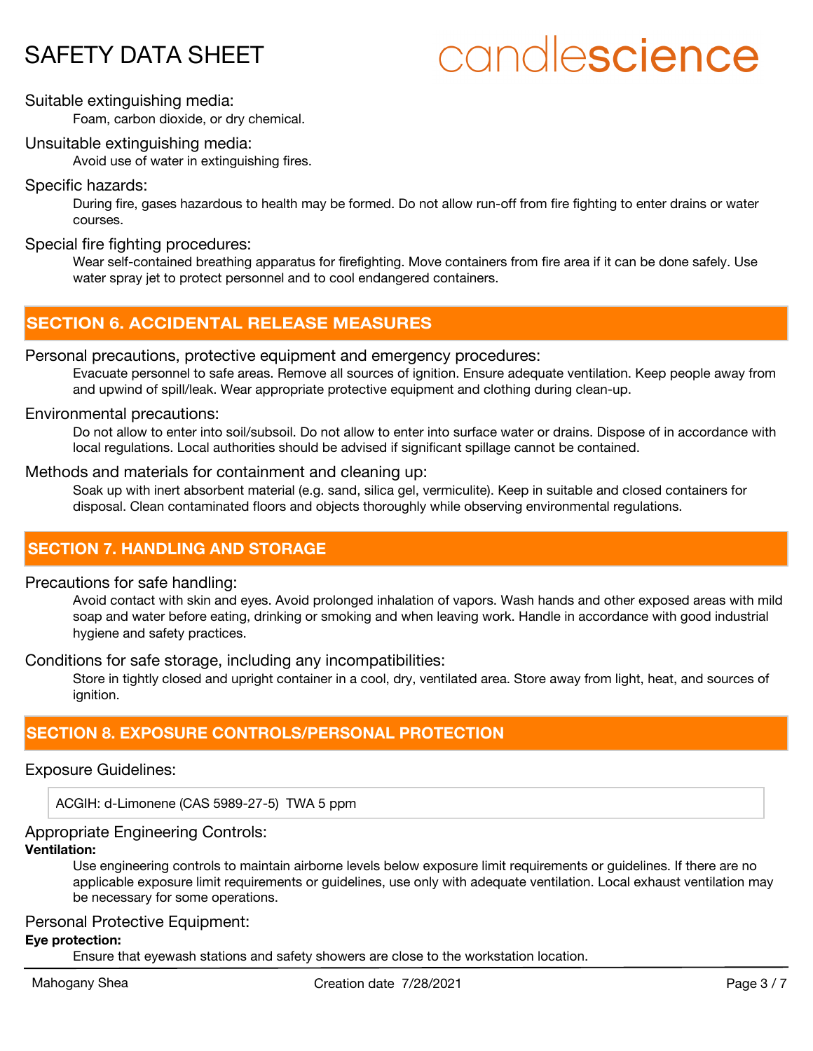Suitable extinguishing media:

Foam, carbon dioxide, or dry chemical.

Unsuitable extinguishing media:

Avoid use of water in extinguishing fires.

Specific hazards:

During fire, gases hazardous to health may be formed. Do not allow run-off from fire fighting to enter drains or water courses.

Special fire fighting procedures:

Wear self-contained breathing apparatus for firefighting. Move containers from fire area if it can be done safely. Use water spray jet to protect personnel and to cool endangered containers.

## SECTION 6. ACCIDENTAL RELEASE MEASURES

Personal precautions, protective equipment and emergency procedures:

Evacuate personnel to safe areas. Remove all sources of ignition. Ensure adequate ventilation. Keep people away from and upwind of spill/leak. Wear appropriate protective equipment and clothing during clean-up.

Environmental precautions:

Do not allow to enter into soil/subsoil. Do not allow to enter into surface water or drains. Dispose of in accordance with local regulations. Local authorities should be advised if significant spillage cannot be contained.

Methods and materials for containment and cleaning up:

Soak up with inert absorbent material (e.g. sand, silica gel, vermiculite). Keep in suitable and closed containers for disposal. Clean contaminated floors and objects thoroughly while observing environmental regulations.

## SECTION 7. HANDLING AND STORAGE

Precautions for safe handling:

Avoid contact with skin and eyes. Avoid prolonged inhalation of vapors. Wash hands and other exposed areas with mild soap and water before eating, drinking or smoking and when leaving work. Handle in accordance with good industrial hygiene and safety practices.

Conditions for safe storage, including any incompatibilities:

Store in tightly closed and upright container in a cool, dry, ventilated area. Store away from light, heat, and sources of ignition.

## SECTION 8. EXPOSURE CONTROLS/PERSONAL PROTECTION

Exposure Guidelines:

| ACGIH: d-Limonene (CAS 5989-27-5) TWA 5 ppm |
|---|

Appropriate Engineering Controls:

**Ventilation:**

Use engineering controls to maintain airborne levels below exposure limit requirements or guidelines. If there are no applicable exposure limit requirements or guidelines, use only with adequate ventilation. Local exhaust ventilation may be necessary for some operations.

Personal Protective Equipment:

**Eye protection:**

Ensure that eyewash stations and safety showers are close to the workstation location.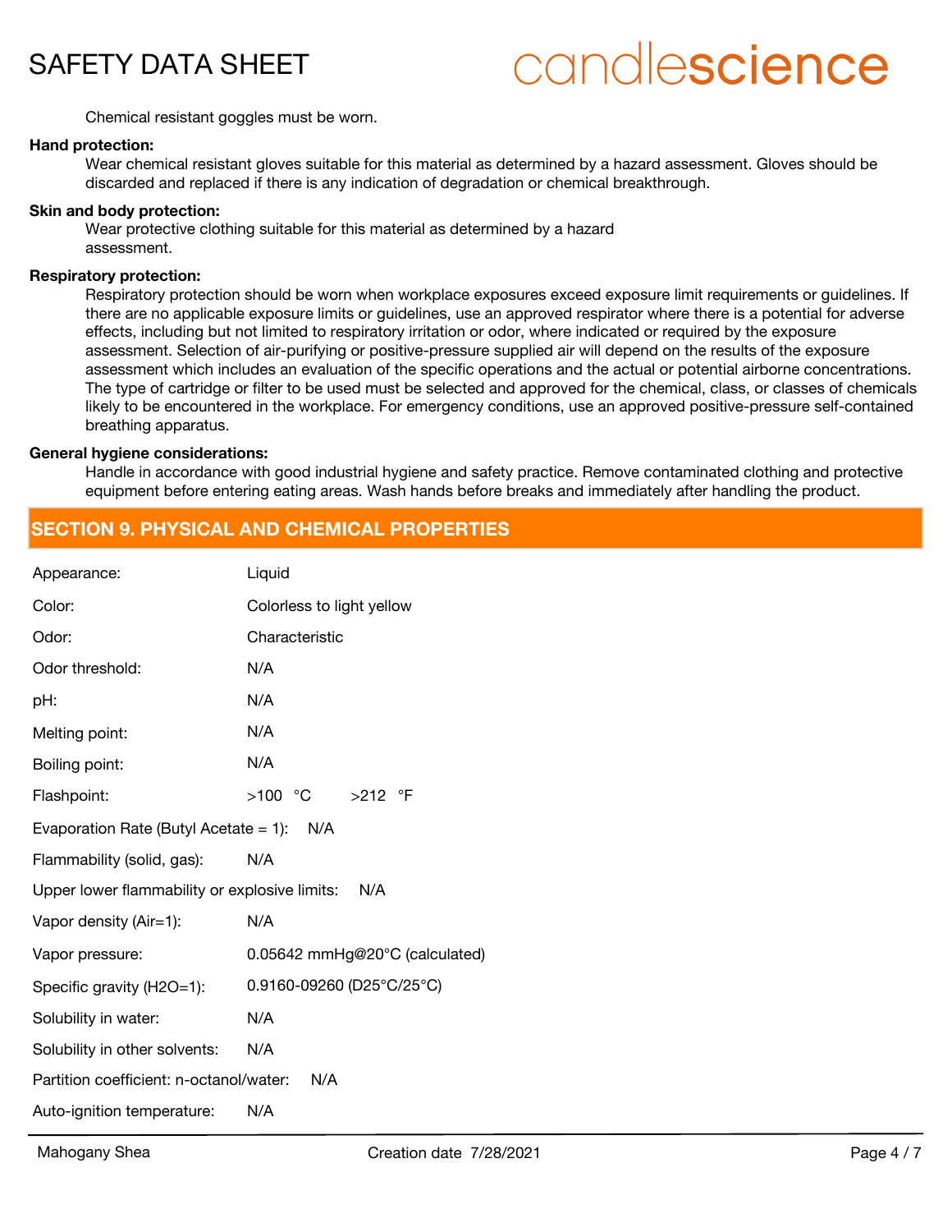Chemical resistant goggles must be worn.

**Hand protection:**

Wear chemical resistant gloves suitable for this material as determined by a hazard assessment. Gloves should be discarded and replaced if there is any indication of degradation or chemical breakthrough.

**Skin and body protection:**

Wear protective clothing suitable for this material as determined by a hazard assessment.

**Respiratory protection:**

Respiratory protection should be worn when workplace exposures exceed exposure limit requirements or guidelines. If there are no applicable exposure limits or guidelines, use an approved respirator where there is a potential for adverse effects, including but not limited to respiratory irritation or odor, where indicated or required by the exposure assessment. Selection of air-purifying or positive-pressure supplied air will depend on the results of the exposure assessment which includes an evaluation of the specific operations and the actual or potential airborne concentrations. The type of cartridge or filter to be used must be selected and approved for the chemical, class, or classes of chemicals likely to be encountered in the workplace. For emergency conditions, use an approved positive-pressure self-contained breathing apparatus.

**General hygiene considerations:**

Handle in accordance with good industrial hygiene and safety practice. Remove contaminated clothing and protective equipment before entering eating areas. Wash hands before breaks and immediately after handling the product.

## SECTION 9. PHYSICAL AND CHEMICAL PROPERTIES

Appearance: Liquid

Color: Colorless to light yellow

Odor: Characteristic

Odor threshold: N/A

pH: N/A

Melting point: N/A

Boiling point: N/A

Flashpoint: >100 °C >212 °F

Evaporation Rate (Butyl Acetate = 1): N/A

Flammability (solid, gas): N/A

Upper lower flammability or explosive limits: N/A

Vapor density (Air=1): N/A

Vapor pressure: 0.05642 mmHg@20°C (calculated)

Specific gravity (H2O=1): 0.9160-09260 (D25°C/25°C)

Solubility in water: N/A

Solubility in other solvents: N/A

Partition coefficient: n-octanol/water: N/A

Auto-ignition temperature: N/A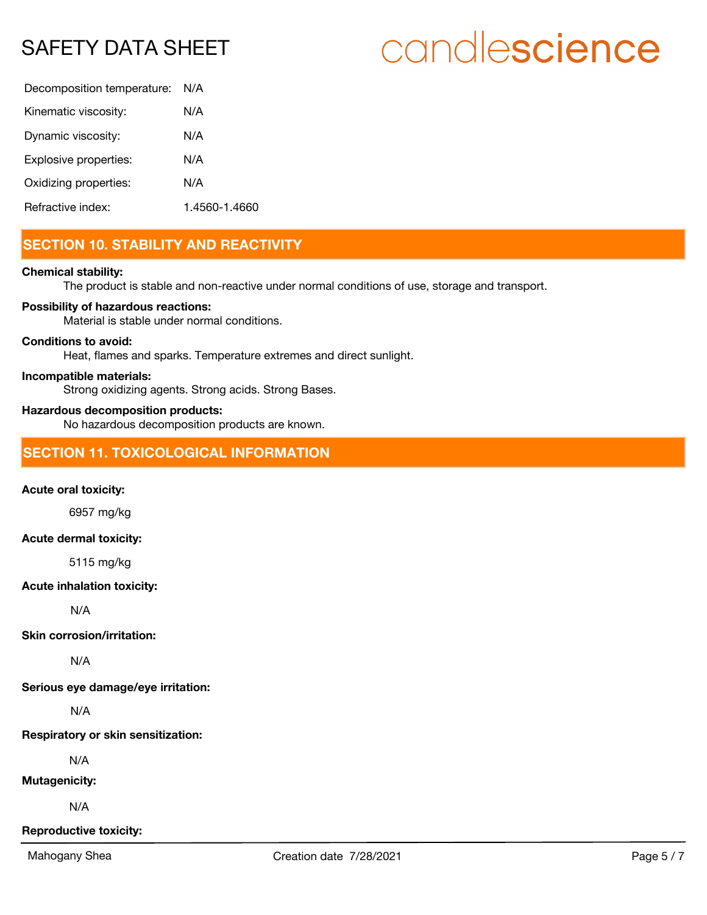| | |
|---|---|
| Decomposition temperature: | N/A |
| Kinematic viscosity: | N/A |
| Dynamic viscosity: | N/A |
| Explosive properties: | N/A |
| Oxidizing properties: | N/A |
| Refractive index: | 1.4560-1.4660 |

## SECTION 10. STABILITY AND REACTIVITY

**Chemical stability:**
The product is stable and non-reactive under normal conditions of use, storage and transport.

**Possibility of hazardous reactions:**
Material is stable under normal conditions.

**Conditions to avoid:**
Heat, flames and sparks. Temperature extremes and direct sunlight.

**Incompatible materials:**
Strong oxidizing agents. Strong acids. Strong Bases.

**Hazardous decomposition products:**
No hazardous decomposition products are known.

## SECTION 11. TOXICOLOGICAL INFORMATION

**Acute oral toxicity:**

6957 mg/kg

**Acute dermal toxicity:**

5115 mg/kg

**Acute inhalation toxicity:**

N/A

**Skin corrosion/irritation:**

N/A

**Serious eye damage/eye irritation:**

N/A

**Respiratory or skin sensitization:**

N/A

**Mutagenicity:**

N/A

**Reproductive toxicity:**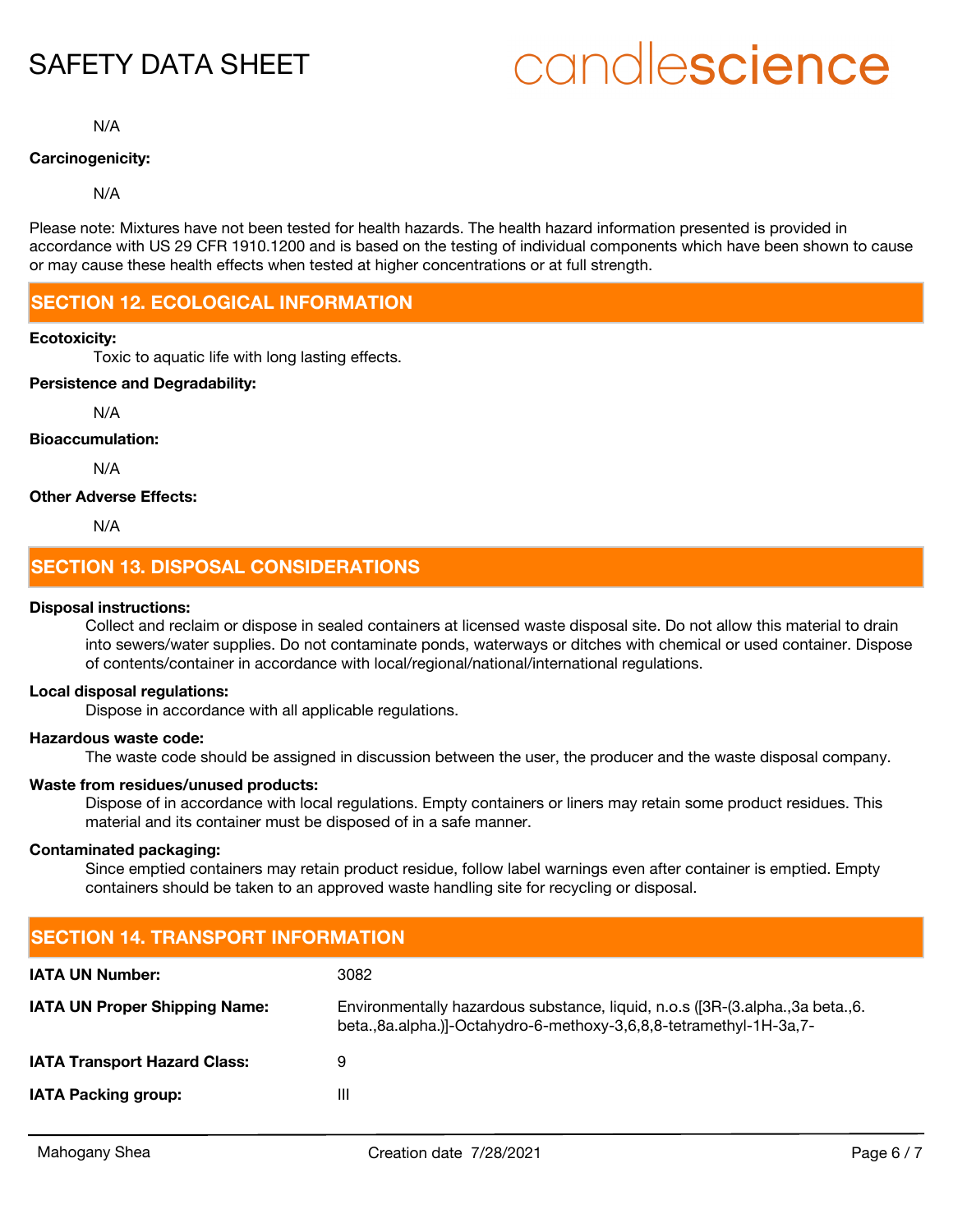N/A

**Carcinogenicity:**

N/A

Please note: Mixtures have not been tested for health hazards. The health hazard information presented is provided in accordance with US 29 CFR 1910.1200 and is based on the testing of individual components which have been shown to cause or may cause these health effects when tested at higher concentrations or at full strength.

## SECTION 12. ECOLOGICAL INFORMATION

**Ecotoxicity:**

Toxic to aquatic life with long lasting effects.

**Persistence and Degradability:**

N/A

**Bioaccumulation:**

N/A

**Other Adverse Effects:**

N/A

## SECTION 13. DISPOSAL CONSIDERATIONS

**Disposal instructions:**

Collect and reclaim or dispose in sealed containers at licensed waste disposal site. Do not allow this material to drain into sewers/water supplies. Do not contaminate ponds, waterways or ditches with chemical or used container. Dispose of contents/container in accordance with local/regional/national/international regulations.

**Local disposal regulations:**

Dispose in accordance with all applicable regulations.

**Hazardous waste code:**

The waste code should be assigned in discussion between the user, the producer and the waste disposal company.

**Waste from residues/unused products:**

Dispose of in accordance with local regulations. Empty containers or liners may retain some product residues. This material and its container must be disposed of in a safe manner.

**Contaminated packaging:**

Since emptied containers may retain product residue, follow label warnings even after container is emptied. Empty containers should be taken to an approved waste handling site for recycling or disposal.

## SECTION 14. TRANSPORT INFORMATION

| | |
|---|---|
| **IATA UN Number:** | 3082 |
| **IATA UN Proper Shipping Name:** | Environmentally hazardous substance, liquid, n.o.s ([3R-(3.alpha.,3a beta.,6. beta.,8a.alpha.)]-Octahydro-6-methoxy-3,6,8,8-tetramethyl-1H-3a,7- |
| **IATA Transport Hazard Class:** | 9 |
| **IATA Packing group:** | III |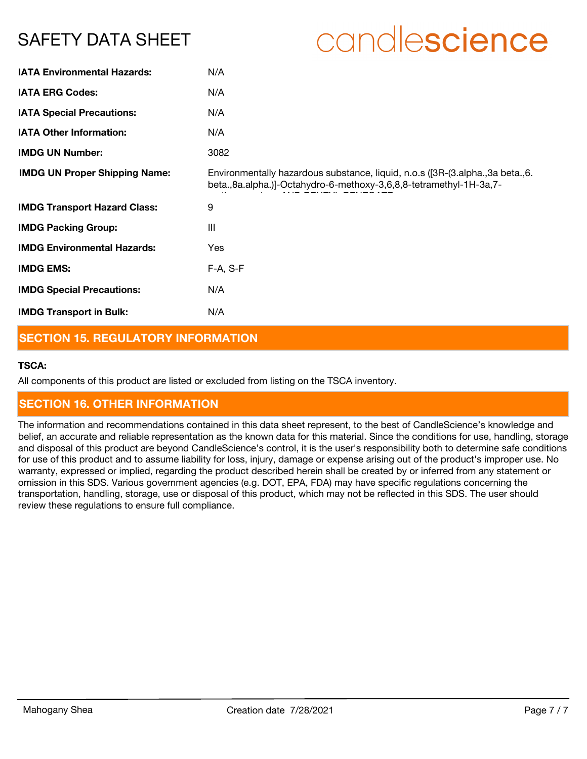| | |
|---|---|
| **IATA Environmental Hazards:** | N/A |
| **IATA ERG Codes:** | N/A |
| **IATA Special Precautions:** | N/A |
| **IATA Other Information:** | N/A |
| **IMDG UN Number:** | 3082 |
| **IMDG UN Proper Shipping Name:** | Environmentally hazardous substance, liquid, n.o.s ([3R-(3.alpha.,3a beta.,6. beta.,8a.alpha.)]-Octahydro-6-methoxy-3,6,8,8-tetramethyl-1H-3a,7- |
| **IMDG Transport Hazard Class:** | 9 |
| **IMDG Packing Group:** | III |
| **IMDG Environmental Hazards:** | Yes |
| **IMDG EMS:** | F-A, S-F |
| **IMDG Special Precautions:** | N/A |
| **IMDG Transport in Bulk:** | N/A |

## SECTION 15. REGULATORY INFORMATION

**TSCA:**

All components of this product are listed or excluded from listing on the TSCA inventory.

## SECTION 16. OTHER INFORMATION

The information and recommendations contained in this data sheet represent, to the best of CandleScience's knowledge and belief, an accurate and reliable representation as the known data for this material. Since the conditions for use, handling, storage and disposal of this product are beyond CandleScience's control, it is the user's responsibility both to determine safe conditions for use of this product and to assume liability for loss, injury, damage or expense arising out of the product's improper use. No warranty, expressed or implied, regarding the product described herein shall be created by or inferred from any statement or omission in this SDS. Various government agencies (e.g. DOT, EPA, FDA) may have specific regulations concerning the transportation, handling, storage, use or disposal of this product, which may not be reflected in this SDS. The user should review these regulations to ensure full compliance.